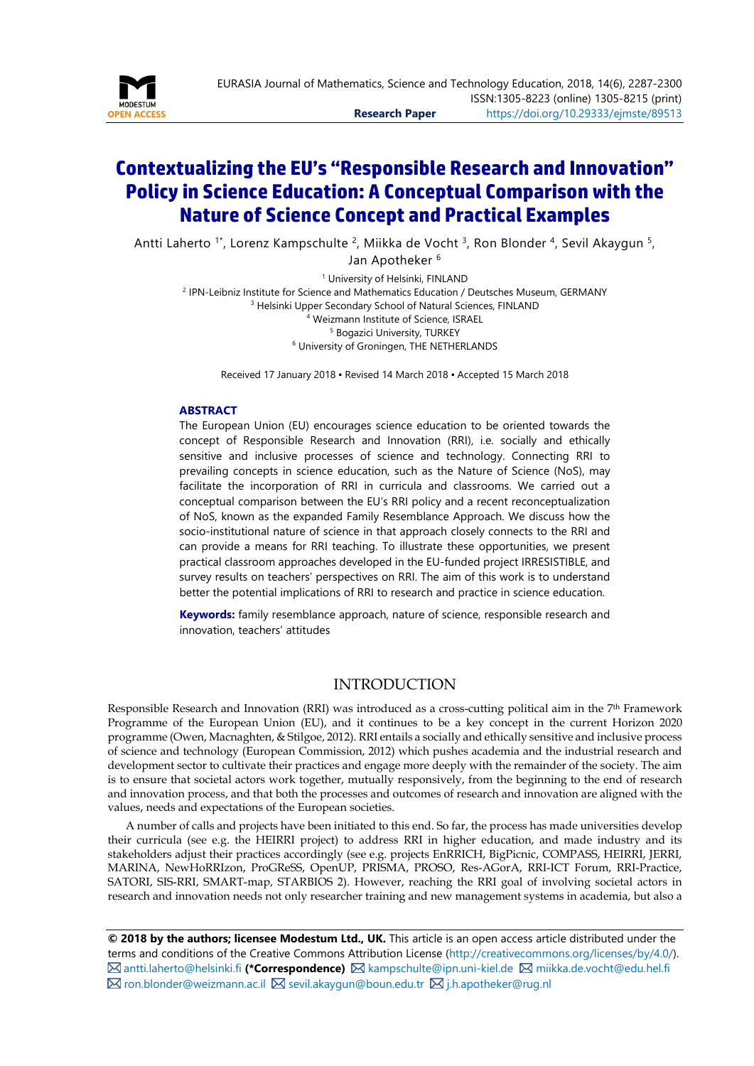# Contextualizing the EU's "Responsible Research and Innovation" Policy in Science Education: A Conceptual Comparison with the Nature of Science Concept and Practical Examples

Antti Laherto [1*], Lorenz Kampschulte [2], Miikka de Vocht [3], Ron Blonder [4], Sevil Akaygun [5], Jan Apotheker [6]

[1] University of Helsinki, FINLAND
[2] IPN-Leibniz Institute for Science and Mathematics Education / Deutsches Museum, GERMANY
[3] Helsinki Upper Secondary School of Natural Sciences, FINLAND
[4] Weizmann Institute of Science, ISRAEL
[5] Bogazici University, TURKEY
[6] University of Groningen, THE NETHERLANDS

Received 17 January 2018 ▪ Revised 14 March 2018 ▪ Accepted 15 March 2018

## ABSTRACT

The European Union (EU) encourages science education to be oriented towards the concept of Responsible Research and Innovation (RRI), i.e. socially and ethically sensitive and inclusive processes of science and technology. Connecting RRI to prevailing concepts in science education, such as the Nature of Science (NoS), may facilitate the incorporation of RRI in curricula and classrooms. We carried out a conceptual comparison between the EU's RRI policy and a recent reconceptualization of NoS, known as the expanded Family Resemblance Approach. We discuss how the socio-institutional nature of science in that approach closely connects to the RRI and can provide a means for RRI teaching. To illustrate these opportunities, we present practical classroom approaches developed in the EU-funded project IRRESISTIBLE, and survey results on teachers' perspectives on RRI. The aim of this work is to understand better the potential implications of RRI to research and practice in science education.

**Keywords:** family resemblance approach, nature of science, responsible research and innovation, teachers' attitudes

## INTRODUCTION

Responsible Research and Innovation (RRI) was introduced as a cross-cutting political aim in the 7th Framework Programme of the European Union (EU), and it continues to be a key concept in the current Horizon 2020 programme (Owen, Macnaghten, & Stilgoe, 2012). RRI entails a socially and ethically sensitive and inclusive process of science and technology (European Commission, 2012) which pushes academia and the industrial research and development sector to cultivate their practices and engage more deeply with the remainder of the society. The aim is to ensure that societal actors work together, mutually responsively, from the beginning to the end of research and innovation process, and that both the processes and outcomes of research and innovation are aligned with the values, needs and expectations of the European societies.

A number of calls and projects have been initiated to this end. So far, the process has made universities develop their curricula (see e.g. the HEIRRI project) to address RRI in higher education, and made industry and its stakeholders adjust their practices accordingly (see e.g. projects EnRRICH, BigPicnic, COMPASS, HEIRRI, JERRI, MARINA, NewHoRRIzon, ProGReSS, OpenUP, PRISMA, PROSO, Res-AGorA, RRI-ICT Forum, RRI-Practice, SATORI, SIS-RRI, SMART-map, STARBIOS 2). However, reaching the RRI goal of involving societal actors in research and innovation needs not only researcher training and new management systems in academia, but also a

**© 2018 by the authors; licensee Modestum Ltd., UK.** This article is an open access article distributed under the terms and conditions of the Creative Commons Attribution License (http://creativecommons.org/licenses/by/4.0/).
antti.laherto@helsinki.fi **(\*Correspondence)** kampschulte@ipn.uni-kiel.de miikka.de.vocht@edu.hel.fi ron.blonder@weizmann.ac.il sevil.akaygun@boun.edu.tr j.h.apotheker@rug.nl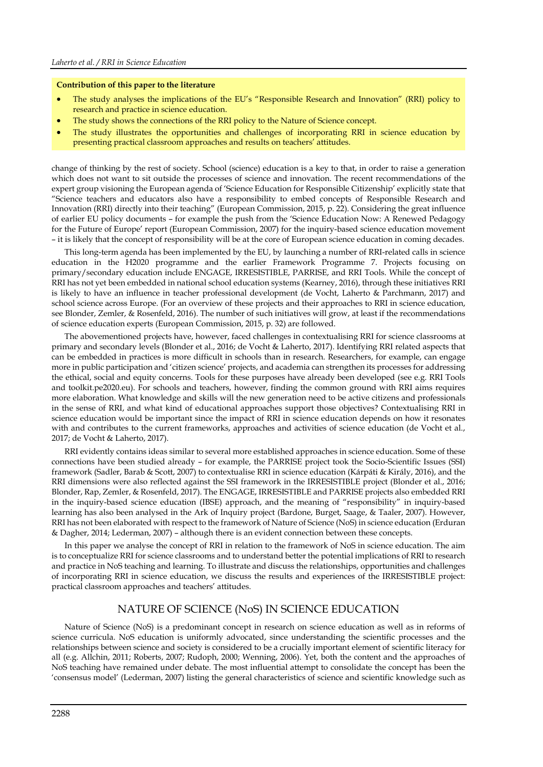**Contribution of this paper to the literature**

- The study analyses the implications of the EU's "Responsible Research and Innovation" (RRI) policy to research and practice in science education.
- The study shows the connections of the RRI policy to the Nature of Science concept.
- The study illustrates the opportunities and challenges of incorporating RRI in science education by presenting practical classroom approaches and results on teachers' attitudes.

change of thinking by the rest of society. School (science) education is a key to that, in order to raise a generation which does not want to sit outside the processes of science and innovation. The recent recommendations of the expert group visioning the European agenda of 'Science Education for Responsible Citizenship' explicitly state that "Science teachers and educators also have a responsibility to embed concepts of Responsible Research and Innovation (RRI) directly into their teaching" (European Commission, 2015, p. 22). Considering the great influence of earlier EU policy documents – for example the push from the 'Science Education Now: A Renewed Pedagogy for the Future of Europe' report (European Commission, 2007) for the inquiry-based science education movement – it is likely that the concept of responsibility will be at the core of European science education in coming decades.

This long-term agenda has been implemented by the EU, by launching a number of RRI-related calls in science education in the H2020 programme and the earlier Framework Programme 7. Projects focusing on primary/secondary education include ENGAGE, IRRESISTIBLE, PARRISE, and RRI Tools. While the concept of RRI has not yet been embedded in national school education systems (Kearney, 2016), through these initiatives RRI is likely to have an influence in teacher professional development (de Vocht, Laherto & Parchmann, 2017) and school science across Europe. (For an overview of these projects and their approaches to RRI in science education, see Blonder, Zemler, & Rosenfeld, 2016). The number of such initiatives will grow, at least if the recommendations of science education experts (European Commission, 2015, p. 32) are followed.

The abovementioned projects have, however, faced challenges in contextualising RRI for science classrooms at primary and secondary levels (Blonder et al., 2016; de Vocht & Laherto, 2017). Identifying RRI related aspects that can be embedded in practices is more difficult in schools than in research. Researchers, for example, can engage more in public participation and 'citizen science' projects, and academia can strengthen its processes for addressing the ethical, social and equity concerns. Tools for these purposes have already been developed (see e.g. RRI Tools and toolkit.pe2020.eu). For schools and teachers, however, finding the common ground with RRI aims requires more elaboration. What knowledge and skills will the new generation need to be active citizens and professionals in the sense of RRI, and what kind of educational approaches support those objectives? Contextualising RRI in science education would be important since the impact of RRI in science education depends on how it resonates with and contributes to the current frameworks, approaches and activities of science education (de Vocht et al., 2017; de Vocht & Laherto, 2017).

RRI evidently contains ideas similar to several more established approaches in science education. Some of these connections have been studied already – for example, the PARRISE project took the Socio-Scientific Issues (SSI) framework (Sadler, Barab & Scott, 2007) to contextualise RRI in science education (Kárpáti & Király, 2016), and the RRI dimensions were also reflected against the SSI framework in the IRRESISTIBLE project (Blonder et al., 2016; Blonder, Rap, Zemler, & Rosenfeld, 2017). The ENGAGE, IRRESISTIBLE and PARRISE projects also embedded RRI in the inquiry-based science education (IBSE) approach, and the meaning of "responsibility" in inquiry-based learning has also been analysed in the Ark of Inquiry project (Bardone, Burget, Saage, & Taaler, 2007). However, RRI has not been elaborated with respect to the framework of Nature of Science (NoS) in science education (Erduran & Dagher, 2014; Lederman, 2007) – although there is an evident connection between these concepts.

In this paper we analyse the concept of RRI in relation to the framework of NoS in science education. The aim is to conceptualize RRI for science classrooms and to understand better the potential implications of RRI to research and practice in NoS teaching and learning. To illustrate and discuss the relationships, opportunities and challenges of incorporating RRI in science education, we discuss the results and experiences of the IRRESISTIBLE project: practical classroom approaches and teachers' attitudes.

## NATURE OF SCIENCE (NoS) IN SCIENCE EDUCATION

Nature of Science (NoS) is a predominant concept in research on science education as well as in reforms of science curricula. NoS education is uniformly advocated, since understanding the scientific processes and the relationships between science and society is considered to be a crucially important element of scientific literacy for all (e.g. Allchin, 2011; Roberts, 2007; Rudoph, 2000; Wenning, 2006). Yet, both the content and the approaches of NoS teaching have remained under debate. The most influential attempt to consolidate the concept has been the 'consensus model' (Lederman, 2007) listing the general characteristics of science and scientific knowledge such as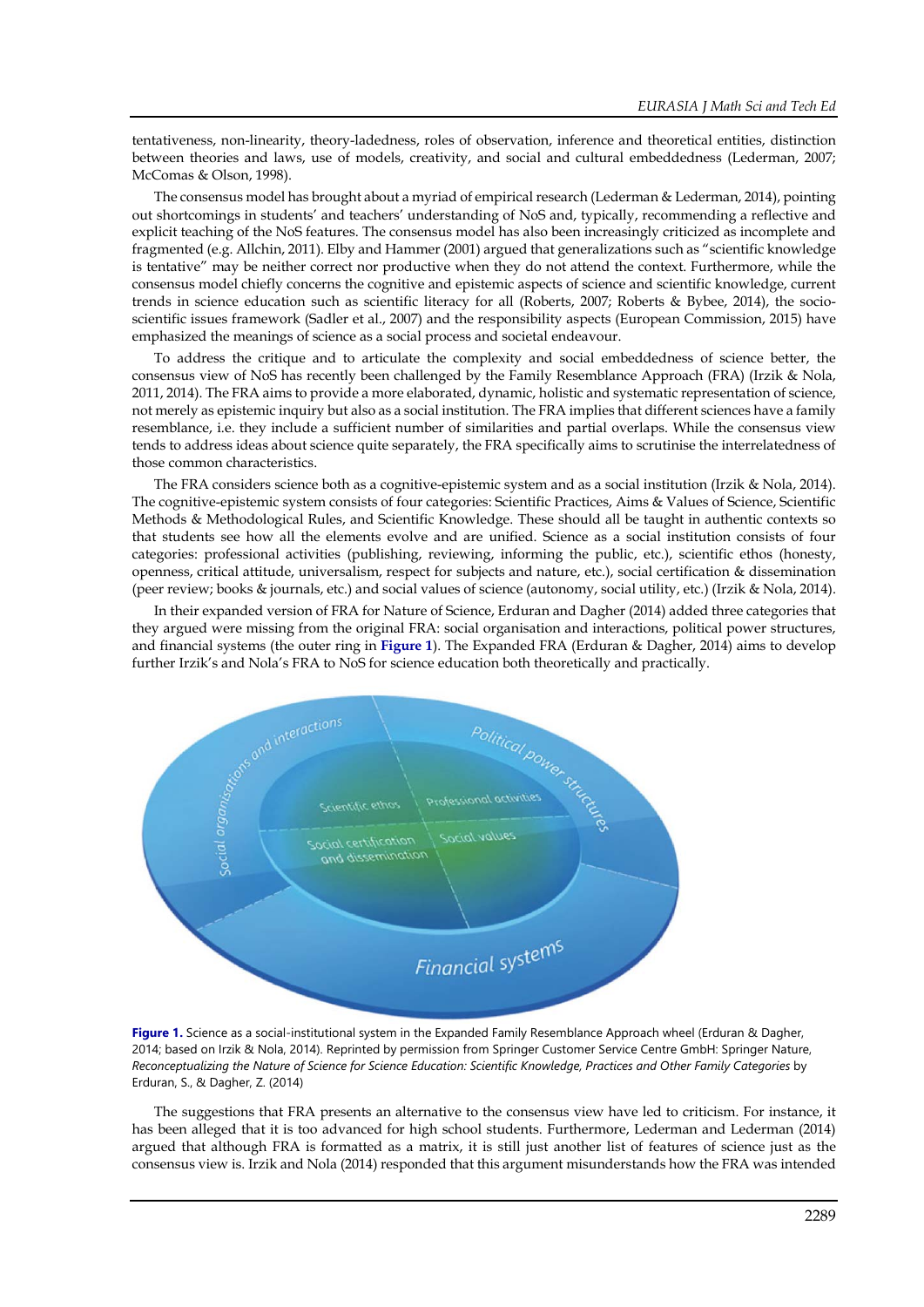tentativeness, non-linearity, theory-ladedness, roles of observation, inference and theoretical entities, distinction between theories and laws, use of models, creativity, and social and cultural embeddedness (Lederman, 2007; McComas & Olson, 1998).

The consensus model has brought about a myriad of empirical research (Lederman & Lederman, 2014), pointing out shortcomings in students' and teachers' understanding of NoS and, typically, recommending a reflective and explicit teaching of the NoS features. The consensus model has also been increasingly criticized as incomplete and fragmented (e.g. Allchin, 2011). Elby and Hammer (2001) argued that generalizations such as "scientific knowledge is tentative" may be neither correct nor productive when they do not attend the context. Furthermore, while the consensus model chiefly concerns the cognitive and epistemic aspects of science and scientific knowledge, current trends in science education such as scientific literacy for all (Roberts, 2007; Roberts & Bybee, 2014), the socio-scientific issues framework (Sadler et al., 2007) and the responsibility aspects (European Commission, 2015) have emphasized the meanings of science as a social process and societal endeavour.

To address the critique and to articulate the complexity and social embeddedness of science better, the consensus view of NoS has recently been challenged by the Family Resemblance Approach (FRA) (Irzik & Nola, 2011, 2014). The FRA aims to provide a more elaborated, dynamic, holistic and systematic representation of science, not merely as epistemic inquiry but also as a social institution. The FRA implies that different sciences have a family resemblance, i.e. they include a sufficient number of similarities and partial overlaps. While the consensus view tends to address ideas about science quite separately, the FRA specifically aims to scrutinise the interrelatedness of those common characteristics.

The FRA considers science both as a cognitive-epistemic system and as a social institution (Irzik & Nola, 2014). The cognitive-epistemic system consists of four categories: Scientific Practices, Aims & Values of Science, Scientific Methods & Methodological Rules, and Scientific Knowledge. These should all be taught in authentic contexts so that students see how all the elements evolve and are unified. Science as a social institution consists of four categories: professional activities (publishing, reviewing, informing the public, etc.), scientific ethos (honesty, openness, critical attitude, universalism, respect for subjects and nature, etc.), social certification & dissemination (peer review; books & journals, etc.) and social values of science (autonomy, social utility, etc.) (Irzik & Nola, 2014).

In their expanded version of FRA for Nature of Science, Erduran and Dagher (2014) added three categories that they argued were missing from the original FRA: social organisation and interactions, political power structures, and financial systems (the outer ring in **Figure 1**). The Expanded FRA (Erduran & Dagher, 2014) aims to develop further Irzik's and Nola's FRA to NoS for science education both theoretically and practically.

**Figure 1.** Science as a social-institutional system in the Expanded Family Resemblance Approach wheel (Erduran & Dagher, 2014; based on Irzik & Nola, 2014). Reprinted by permission from Springer Customer Service Centre GmbH: Springer Nature, *Reconceptualizing the Nature of Science for Science Education: Scientific Knowledge, Practices and Other Family Categories* by Erduran, S., & Dagher, Z. (2014)

The suggestions that FRA presents an alternative to the consensus view have led to criticism. For instance, it has been alleged that it is too advanced for high school students. Furthermore, Lederman and Lederman (2014) argued that although FRA is formatted as a matrix, it is still just another list of features of science just as the consensus view is. Irzik and Nola (2014) responded that this argument misunderstands how the FRA was intended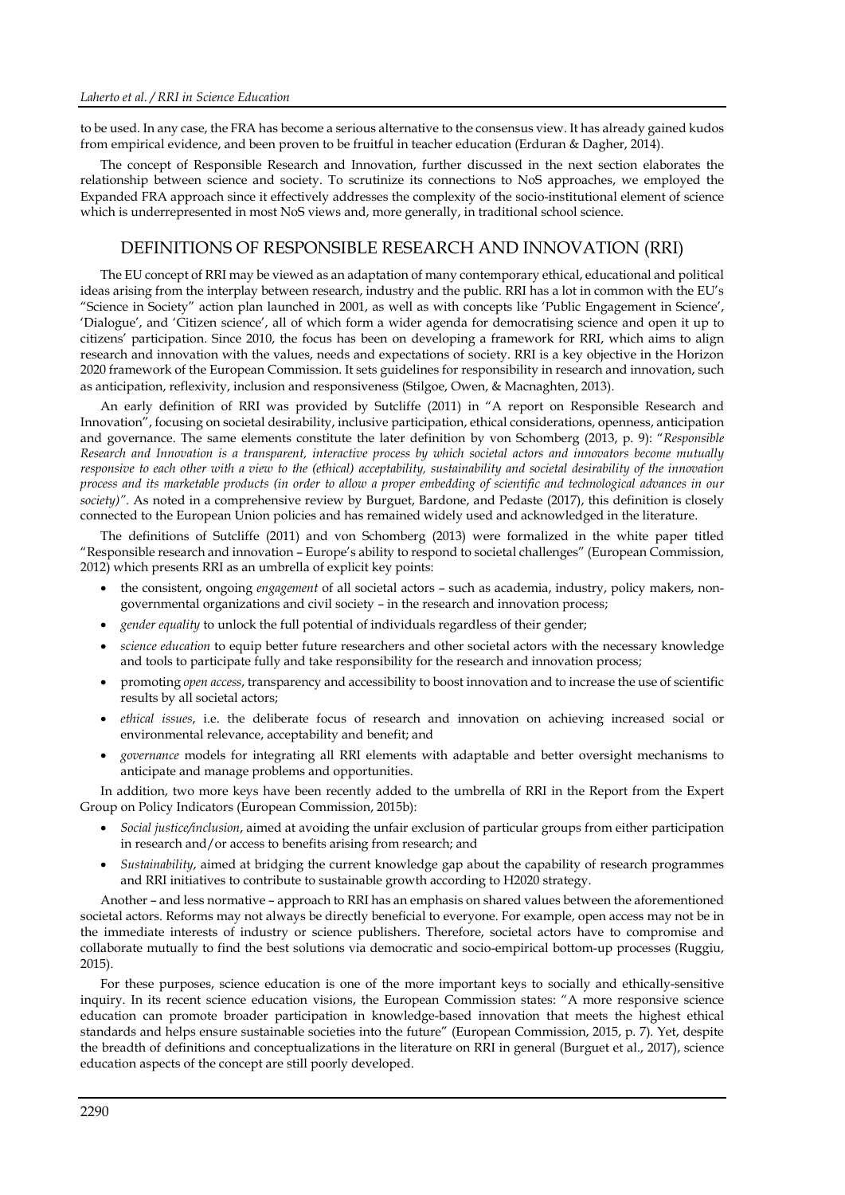to be used. In any case, the FRA has become a serious alternative to the consensus view. It has already gained kudos from empirical evidence, and been proven to be fruitful in teacher education (Erduran & Dagher, 2014).

The concept of Responsible Research and Innovation, further discussed in the next section elaborates the relationship between science and society. To scrutinize its connections to NoS approaches, we employed the Expanded FRA approach since it effectively addresses the complexity of the socio-institutional element of science which is underrepresented in most NoS views and, more generally, in traditional school science.

## DEFINITIONS OF RESPONSIBLE RESEARCH AND INNOVATION (RRI)

The EU concept of RRI may be viewed as an adaptation of many contemporary ethical, educational and political ideas arising from the interplay between research, industry and the public. RRI has a lot in common with the EU's "Science in Society" action plan launched in 2001, as well as with concepts like 'Public Engagement in Science', 'Dialogue', and 'Citizen science', all of which form a wider agenda for democratising science and open it up to citizens' participation. Since 2010, the focus has been on developing a framework for RRI, which aims to align research and innovation with the values, needs and expectations of society. RRI is a key objective in the Horizon 2020 framework of the European Commission. It sets guidelines for responsibility in research and innovation, such as anticipation, reflexivity, inclusion and responsiveness (Stilgoe, Owen, & Macnaghten, 2013).

An early definition of RRI was provided by Sutcliffe (2011) in "A report on Responsible Research and Innovation", focusing on societal desirability, inclusive participation, ethical considerations, openness, anticipation and governance. The same elements constitute the later definition by von Schomberg (2013, p. 9): "*Responsible Research and Innovation is a transparent, interactive process by which societal actors and innovators become mutually responsive to each other with a view to the (ethical) acceptability, sustainability and societal desirability of the innovation process and its marketable products (in order to allow a proper embedding of scientific and technological advances in our society)"*. As noted in a comprehensive review by Burguet, Bardone, and Pedaste (2017), this definition is closely connected to the European Union policies and has remained widely used and acknowledged in the literature.

The definitions of Sutcliffe (2011) and von Schomberg (2013) were formalized in the white paper titled "Responsible research and innovation – Europe's ability to respond to societal challenges" (European Commission, 2012) which presents RRI as an umbrella of explicit key points:

- the consistent, ongoing *engagement* of all societal actors – such as academia, industry, policy makers, non-governmental organizations and civil society – in the research and innovation process;
- *gender equality* to unlock the full potential of individuals regardless of their gender;
- *science education* to equip better future researchers and other societal actors with the necessary knowledge and tools to participate fully and take responsibility for the research and innovation process;
- promoting *open access*, transparency and accessibility to boost innovation and to increase the use of scientific results by all societal actors;
- *ethical issues*, i.e. the deliberate focus of research and innovation on achieving increased social or environmental relevance, acceptability and benefit; and
- *governance* models for integrating all RRI elements with adaptable and better oversight mechanisms to anticipate and manage problems and opportunities.

In addition, two more keys have been recently added to the umbrella of RRI in the Report from the Expert Group on Policy Indicators (European Commission, 2015b):

- *Social justice/inclusion*, aimed at avoiding the unfair exclusion of particular groups from either participation in research and/or access to benefits arising from research; and
- *Sustainability*, aimed at bridging the current knowledge gap about the capability of research programmes and RRI initiatives to contribute to sustainable growth according to H2020 strategy.

Another – and less normative – approach to RRI has an emphasis on shared values between the aforementioned societal actors. Reforms may not always be directly beneficial to everyone. For example, open access may not be in the immediate interests of industry or science publishers. Therefore, societal actors have to compromise and collaborate mutually to find the best solutions via democratic and socio-empirical bottom-up processes (Ruggiu, 2015).

For these purposes, science education is one of the more important keys to socially and ethically-sensitive inquiry. In its recent science education visions, the European Commission states: "A more responsive science education can promote broader participation in knowledge-based innovation that meets the highest ethical standards and helps ensure sustainable societies into the future" (European Commission, 2015, p. 7). Yet, despite the breadth of definitions and conceptualizations in the literature on RRI in general (Burguet et al., 2017), science education aspects of the concept are still poorly developed.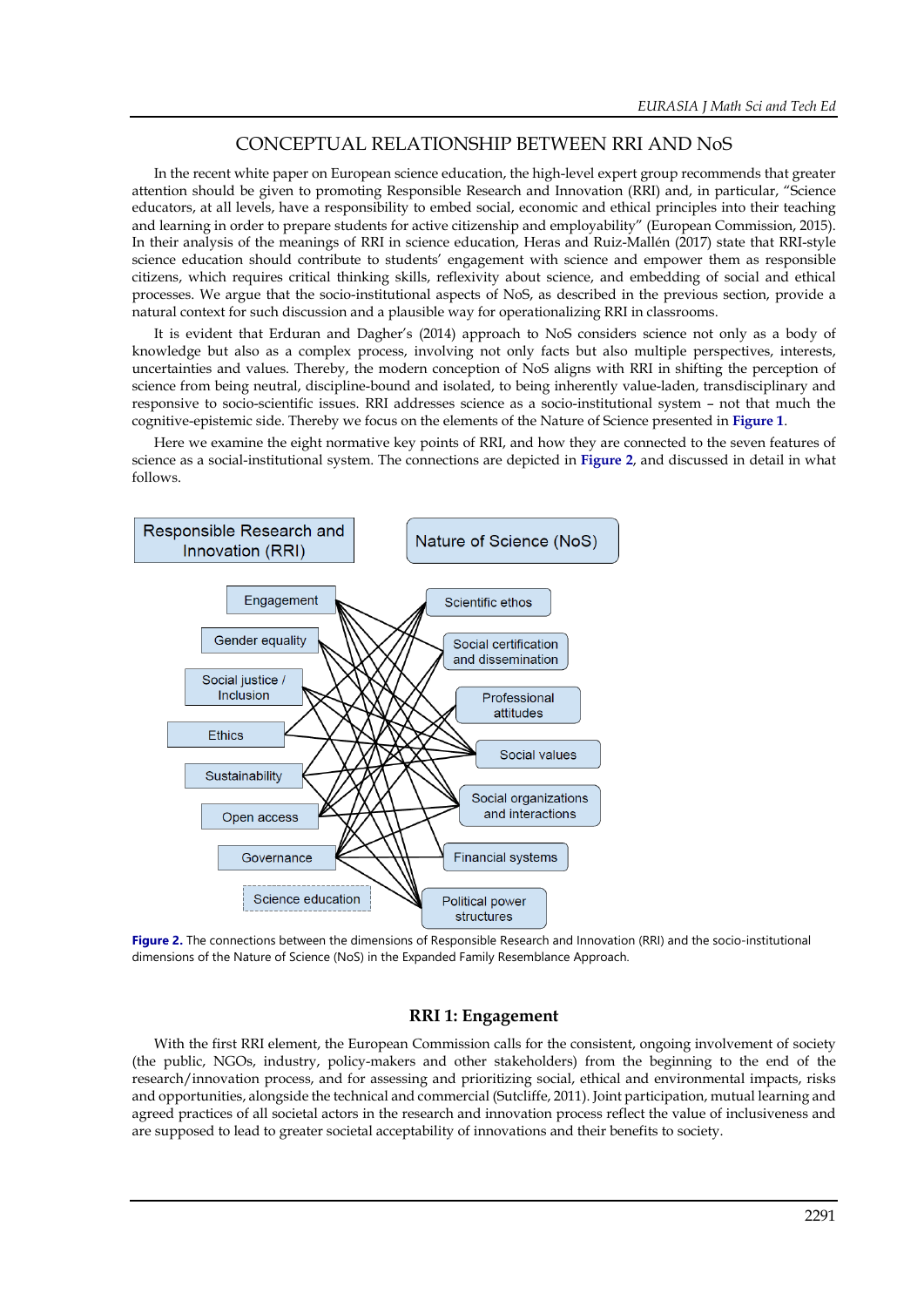## CONCEPTUAL RELATIONSHIP BETWEEN RRI AND NoS

In the recent white paper on European science education, the high-level expert group recommends that greater attention should be given to promoting Responsible Research and Innovation (RRI) and, in particular, "Science educators, at all levels, have a responsibility to embed social, economic and ethical principles into their teaching and learning in order to prepare students for active citizenship and employability" (European Commission, 2015). In their analysis of the meanings of RRI in science education, Heras and Ruiz-Mallén (2017) state that RRI-style science education should contribute to students' engagement with science and empower them as responsible citizens, which requires critical thinking skills, reflexivity about science, and embedding of social and ethical processes. We argue that the socio-institutional aspects of NoS, as described in the previous section, provide a natural context for such discussion and a plausible way for operationalizing RRI in classrooms.

It is evident that Erduran and Dagher's (2014) approach to NoS considers science not only as a body of knowledge but also as a complex process, involving not only facts but also multiple perspectives, interests, uncertainties and values. Thereby, the modern conception of NoS aligns with RRI in shifting the perception of science from being neutral, discipline-bound and isolated, to being inherently value-laden, transdisciplinary and responsive to socio-scientific issues. RRI addresses science as a socio-institutional system – not that much the cognitive-epistemic side. Thereby we focus on the elements of the Nature of Science presented in Figure 1.

Here we examine the eight normative key points of RRI, and how they are connected to the seven features of science as a social-institutional system. The connections are depicted in Figure 2, and discussed in detail in what follows.

**Figure 2.** The connections between the dimensions of Responsible Research and Innovation (RRI) and the socio-institutional dimensions of the Nature of Science (NoS) in the Expanded Family Resemblance Approach.

### RRI 1: Engagement

With the first RRI element, the European Commission calls for the consistent, ongoing involvement of society (the public, NGOs, industry, policy-makers and other stakeholders) from the beginning to the end of the research/innovation process, and for assessing and prioritizing social, ethical and environmental impacts, risks and opportunities, alongside the technical and commercial (Sutcliffe, 2011). Joint participation, mutual learning and agreed practices of all societal actors in the research and innovation process reflect the value of inclusiveness and are supposed to lead to greater societal acceptability of innovations and their benefits to society.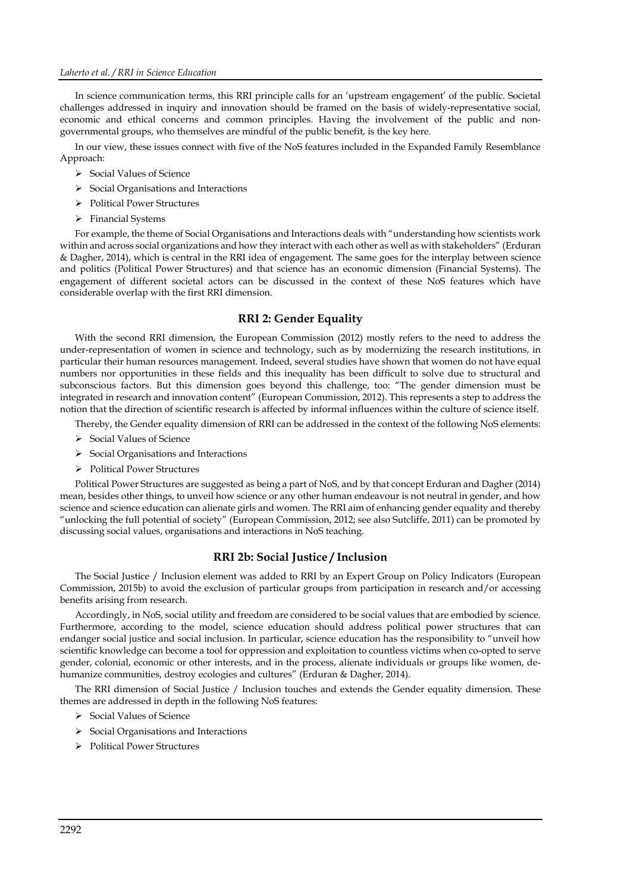In science communication terms, this RRI principle calls for an 'upstream engagement' of the public. Societal challenges addressed in inquiry and innovation should be framed on the basis of widely-representative social, economic and ethical concerns and common principles. Having the involvement of the public and non-governmental groups, who themselves are mindful of the public benefit, is the key here.

In our view, these issues connect with five of the NoS features included in the Expanded Family Resemblance Approach:

- Social Values of Science
- Social Organisations and Interactions
- Political Power Structures
- Financial Systems

For example, the theme of Social Organisations and Interactions deals with "understanding how scientists work within and across social organizations and how they interact with each other as well as with stakeholders" (Erduran & Dagher, 2014), which is central in the RRI idea of engagement. The same goes for the interplay between science and politics (Political Power Structures) and that science has an economic dimension (Financial Systems). The engagement of different societal actors can be discussed in the context of these NoS features which have considerable overlap with the first RRI dimension.

## RRI 2: Gender Equality

With the second RRI dimension, the European Commission (2012) mostly refers to the need to address the under-representation of women in science and technology, such as by modernizing the research institutions, in particular their human resources management. Indeed, several studies have shown that women do not have equal numbers nor opportunities in these fields and this inequality has been difficult to solve due to structural and subconscious factors. But this dimension goes beyond this challenge, too: "The gender dimension must be integrated in research and innovation content" (European Commission, 2012). This represents a step to address the notion that the direction of scientific research is affected by informal influences within the culture of science itself.

Thereby, the Gender equality dimension of RRI can be addressed in the context of the following NoS elements:

- Social Values of Science
- Social Organisations and Interactions
- Political Power Structures

Political Power Structures are suggested as being a part of NoS, and by that concept Erduran and Dagher (2014) mean, besides other things, to unveil how science or any other human endeavour is not neutral in gender, and how science and science education can alienate girls and women. The RRI aim of enhancing gender equality and thereby "unlocking the full potential of society" (European Commission, 2012; see also Sutcliffe, 2011) can be promoted by discussing social values, organisations and interactions in NoS teaching.

## RRI 2b: Social Justice / Inclusion

The Social Justice / Inclusion element was added to RRI by an Expert Group on Policy Indicators (European Commission, 2015b) to avoid the exclusion of particular groups from participation in research and/or accessing benefits arising from research.

Accordingly, in NoS, social utility and freedom are considered to be social values that are embodied by science. Furthermore, according to the model, science education should address political power structures that can endanger social justice and social inclusion. In particular, science education has the responsibility to "unveil how scientific knowledge can become a tool for oppression and exploitation to countless victims when co-opted to serve gender, colonial, economic or other interests, and in the process, alienate individuals or groups like women, de-humanize communities, destroy ecologies and cultures" (Erduran & Dagher, 2014).

The RRI dimension of Social Justice / Inclusion touches and extends the Gender equality dimension. These themes are addressed in depth in the following NoS features:

- Social Values of Science
- Social Organisations and Interactions
- Political Power Structures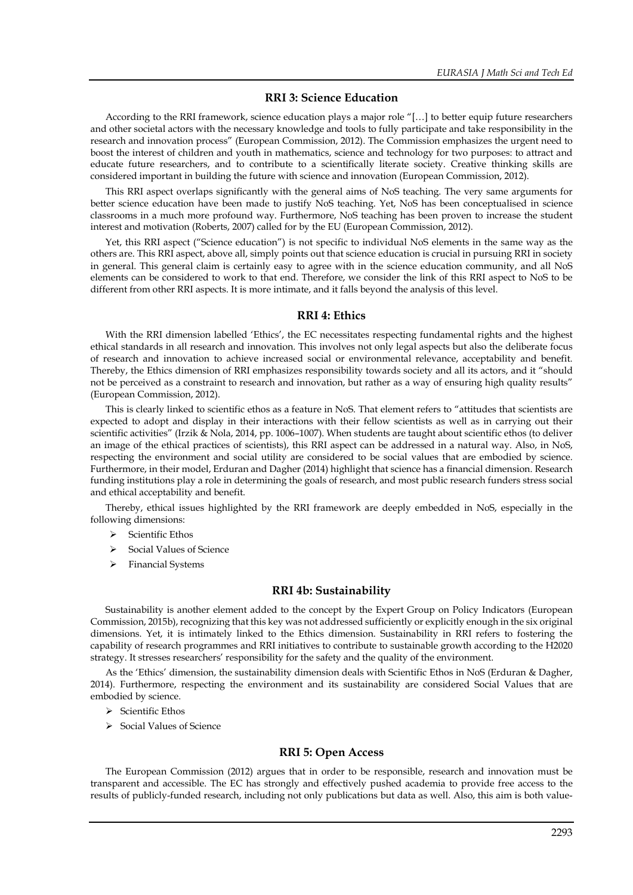### RRI 3: Science Education

According to the RRI framework, science education plays a major role "[…] to better equip future researchers and other societal actors with the necessary knowledge and tools to fully participate and take responsibility in the research and innovation process" (European Commission, 2012). The Commission emphasizes the urgent need to boost the interest of children and youth in mathematics, science and technology for two purposes: to attract and educate future researchers, and to contribute to a scientifically literate society. Creative thinking skills are considered important in building the future with science and innovation (European Commission, 2012).

This RRI aspect overlaps significantly with the general aims of NoS teaching. The very same arguments for better science education have been made to justify NoS teaching. Yet, NoS has been conceptualised in science classrooms in a much more profound way. Furthermore, NoS teaching has been proven to increase the student interest and motivation (Roberts, 2007) called for by the EU (European Commission, 2012).

Yet, this RRI aspect ("Science education") is not specific to individual NoS elements in the same way as the others are. This RRI aspect, above all, simply points out that science education is crucial in pursuing RRI in society in general. This general claim is certainly easy to agree with in the science education community, and all NoS elements can be considered to work to that end. Therefore, we consider the link of this RRI aspect to NoS to be different from other RRI aspects. It is more intimate, and it falls beyond the analysis of this level.

### RRI 4: Ethics

With the RRI dimension labelled 'Ethics', the EC necessitates respecting fundamental rights and the highest ethical standards in all research and innovation. This involves not only legal aspects but also the deliberate focus of research and innovation to achieve increased social or environmental relevance, acceptability and benefit. Thereby, the Ethics dimension of RRI emphasizes responsibility towards society and all its actors, and it "should not be perceived as a constraint to research and innovation, but rather as a way of ensuring high quality results" (European Commission, 2012).

This is clearly linked to scientific ethos as a feature in NoS. That element refers to "attitudes that scientists are expected to adopt and display in their interactions with their fellow scientists as well as in carrying out their scientific activities" (Irzik & Nola, 2014, pp. 1006–1007). When students are taught about scientific ethos (to deliver an image of the ethical practices of scientists), this RRI aspect can be addressed in a natural way. Also, in NoS, respecting the environment and social utility are considered to be social values that are embodied by science. Furthermore, in their model, Erduran and Dagher (2014) highlight that science has a financial dimension. Research funding institutions play a role in determining the goals of research, and most public research funders stress social and ethical acceptability and benefit.

Thereby, ethical issues highlighted by the RRI framework are deeply embedded in NoS, especially in the following dimensions:

- Scientific Ethos
- Social Values of Science
- Financial Systems

### RRI 4b: Sustainability

Sustainability is another element added to the concept by the Expert Group on Policy Indicators (European Commission, 2015b), recognizing that this key was not addressed sufficiently or explicitly enough in the six original dimensions. Yet, it is intimately linked to the Ethics dimension. Sustainability in RRI refers to fostering the capability of research programmes and RRI initiatives to contribute to sustainable growth according to the H2020 strategy. It stresses researchers' responsibility for the safety and the quality of the environment.

As the 'Ethics' dimension, the sustainability dimension deals with Scientific Ethos in NoS (Erduran & Dagher, 2014). Furthermore, respecting the environment and its sustainability are considered Social Values that are embodied by science.

- Scientific Ethos
- Social Values of Science

### RRI 5: Open Access

The European Commission (2012) argues that in order to be responsible, research and innovation must be transparent and accessible. The EC has strongly and effectively pushed academia to provide free access to the results of publicly-funded research, including not only publications but data as well. Also, this aim is both value-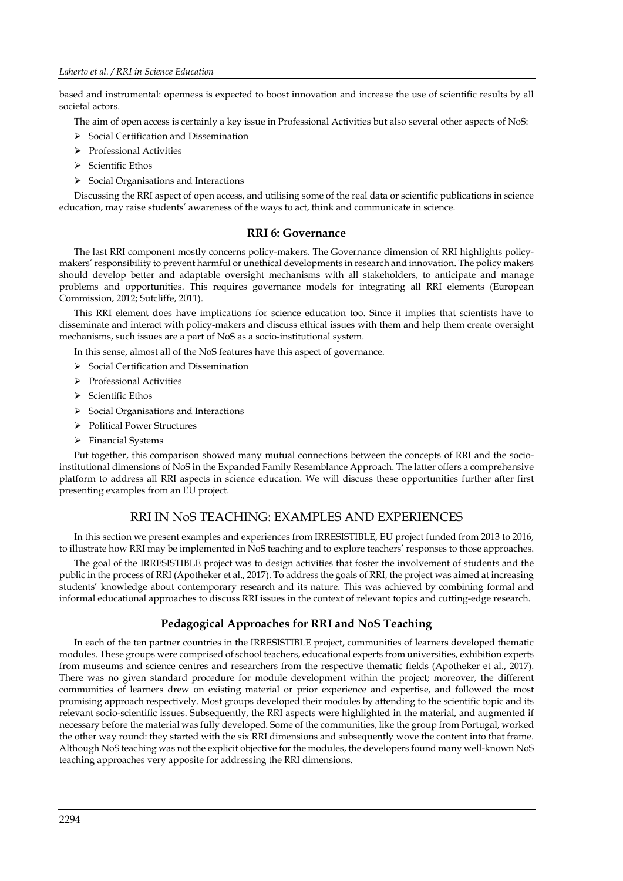based and instrumental: openness is expected to boost innovation and increase the use of scientific results by all societal actors.

The aim of open access is certainly a key issue in Professional Activities but also several other aspects of NoS:

- Social Certification and Dissemination
- Professional Activities
- Scientific Ethos
- Social Organisations and Interactions

Discussing the RRI aspect of open access, and utilising some of the real data or scientific publications in science education, may raise students' awareness of the ways to act, think and communicate in science.

### RRI 6: Governance

The last RRI component mostly concerns policy-makers. The Governance dimension of RRI highlights policy-makers' responsibility to prevent harmful or unethical developments in research and innovation. The policy makers should develop better and adaptable oversight mechanisms with all stakeholders, to anticipate and manage problems and opportunities. This requires governance models for integrating all RRI elements (European Commission, 2012; Sutcliffe, 2011).

This RRI element does have implications for science education too. Since it implies that scientists have to disseminate and interact with policy-makers and discuss ethical issues with them and help them create oversight mechanisms, such issues are a part of NoS as a socio-institutional system.

In this sense, almost all of the NoS features have this aspect of governance.

- Social Certification and Dissemination
- Professional Activities
- Scientific Ethos
- Social Organisations and Interactions
- Political Power Structures
- Financial Systems

Put together, this comparison showed many mutual connections between the concepts of RRI and the socio-institutional dimensions of NoS in the Expanded Family Resemblance Approach. The latter offers a comprehensive platform to address all RRI aspects in science education. We will discuss these opportunities further after first presenting examples from an EU project.

## RRI IN NoS TEACHING: EXAMPLES AND EXPERIENCES

In this section we present examples and experiences from IRRESISTIBLE, EU project funded from 2013 to 2016, to illustrate how RRI may be implemented in NoS teaching and to explore teachers' responses to those approaches.

The goal of the IRRESISTIBLE project was to design activities that foster the involvement of students and the public in the process of RRI (Apotheker et al., 2017). To address the goals of RRI, the project was aimed at increasing students' knowledge about contemporary research and its nature. This was achieved by combining formal and informal educational approaches to discuss RRI issues in the context of relevant topics and cutting-edge research.

### Pedagogical Approaches for RRI and NoS Teaching

In each of the ten partner countries in the IRRESISTIBLE project, communities of learners developed thematic modules. These groups were comprised of school teachers, educational experts from universities, exhibition experts from museums and science centres and researchers from the respective thematic fields (Apotheker et al., 2017). There was no given standard procedure for module development within the project; moreover, the different communities of learners drew on existing material or prior experience and expertise, and followed the most promising approach respectively. Most groups developed their modules by attending to the scientific topic and its relevant socio-scientific issues. Subsequently, the RRI aspects were highlighted in the material, and augmented if necessary before the material was fully developed. Some of the communities, like the group from Portugal, worked the other way round: they started with the six RRI dimensions and subsequently wove the content into that frame. Although NoS teaching was not the explicit objective for the modules, the developers found many well-known NoS teaching approaches very apposite for addressing the RRI dimensions.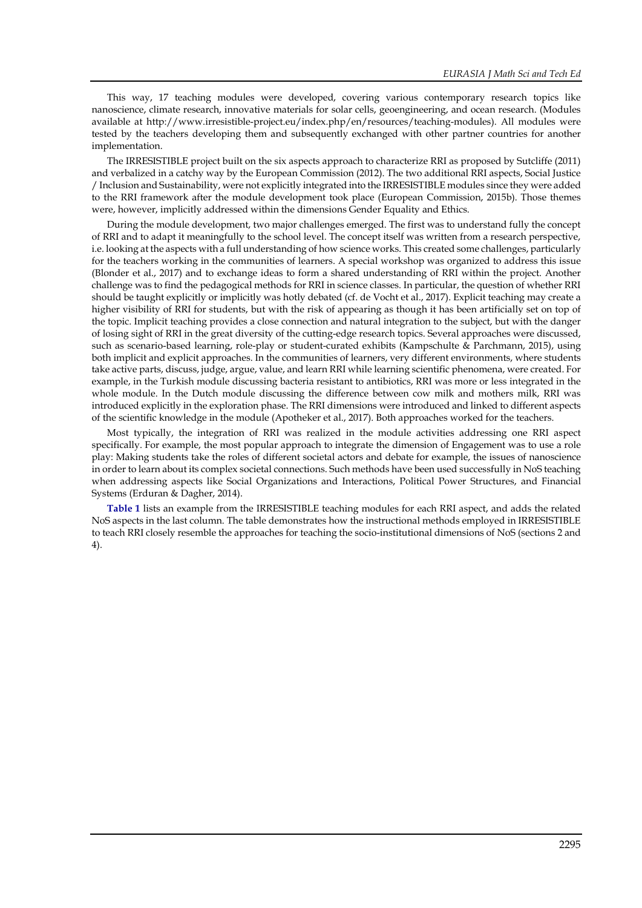This way, 17 teaching modules were developed, covering various contemporary research topics like nanoscience, climate research, innovative materials for solar cells, geoengineering, and ocean research. (Modules available at http://www.irresistible-project.eu/index.php/en/resources/teaching-modules). All modules were tested by the teachers developing them and subsequently exchanged with other partner countries for another implementation.

The IRRESISTIBLE project built on the six aspects approach to characterize RRI as proposed by Sutcliffe (2011) and verbalized in a catchy way by the European Commission (2012). The two additional RRI aspects, Social Justice / Inclusion and Sustainability, were not explicitly integrated into the IRRESISTIBLE modules since they were added to the RRI framework after the module development took place (European Commission, 2015b). Those themes were, however, implicitly addressed within the dimensions Gender Equality and Ethics.

During the module development, two major challenges emerged. The first was to understand fully the concept of RRI and to adapt it meaningfully to the school level. The concept itself was written from a research perspective, i.e. looking at the aspects with a full understanding of how science works. This created some challenges, particularly for the teachers working in the communities of learners. A special workshop was organized to address this issue (Blonder et al., 2017) and to exchange ideas to form a shared understanding of RRI within the project. Another challenge was to find the pedagogical methods for RRI in science classes. In particular, the question of whether RRI should be taught explicitly or implicitly was hotly debated (cf. de Vocht et al., 2017). Explicit teaching may create a higher visibility of RRI for students, but with the risk of appearing as though it has been artificially set on top of the topic. Implicit teaching provides a close connection and natural integration to the subject, but with the danger of losing sight of RRI in the great diversity of the cutting-edge research topics. Several approaches were discussed, such as scenario-based learning, role-play or student-curated exhibits (Kampschulte & Parchmann, 2015), using both implicit and explicit approaches. In the communities of learners, very different environments, where students take active parts, discuss, judge, argue, value, and learn RRI while learning scientific phenomena, were created. For example, in the Turkish module discussing bacteria resistant to antibiotics, RRI was more or less integrated in the whole module. In the Dutch module discussing the difference between cow milk and mothers milk, RRI was introduced explicitly in the exploration phase. The RRI dimensions were introduced and linked to different aspects of the scientific knowledge in the module (Apotheker et al., 2017). Both approaches worked for the teachers.

Most typically, the integration of RRI was realized in the module activities addressing one RRI aspect specifically. For example, the most popular approach to integrate the dimension of Engagement was to use a role play: Making students take the roles of different societal actors and debate for example, the issues of nanoscience in order to learn about its complex societal connections. Such methods have been used successfully in NoS teaching when addressing aspects like Social Organizations and Interactions, Political Power Structures, and Financial Systems (Erduran & Dagher, 2014).

**Table 1** lists an example from the IRRESISTIBLE teaching modules for each RRI aspect, and adds the related NoS aspects in the last column. The table demonstrates how the instructional methods employed in IRRESISTIBLE to teach RRI closely resemble the approaches for teaching the socio-institutional dimensions of NoS (sections 2 and 4).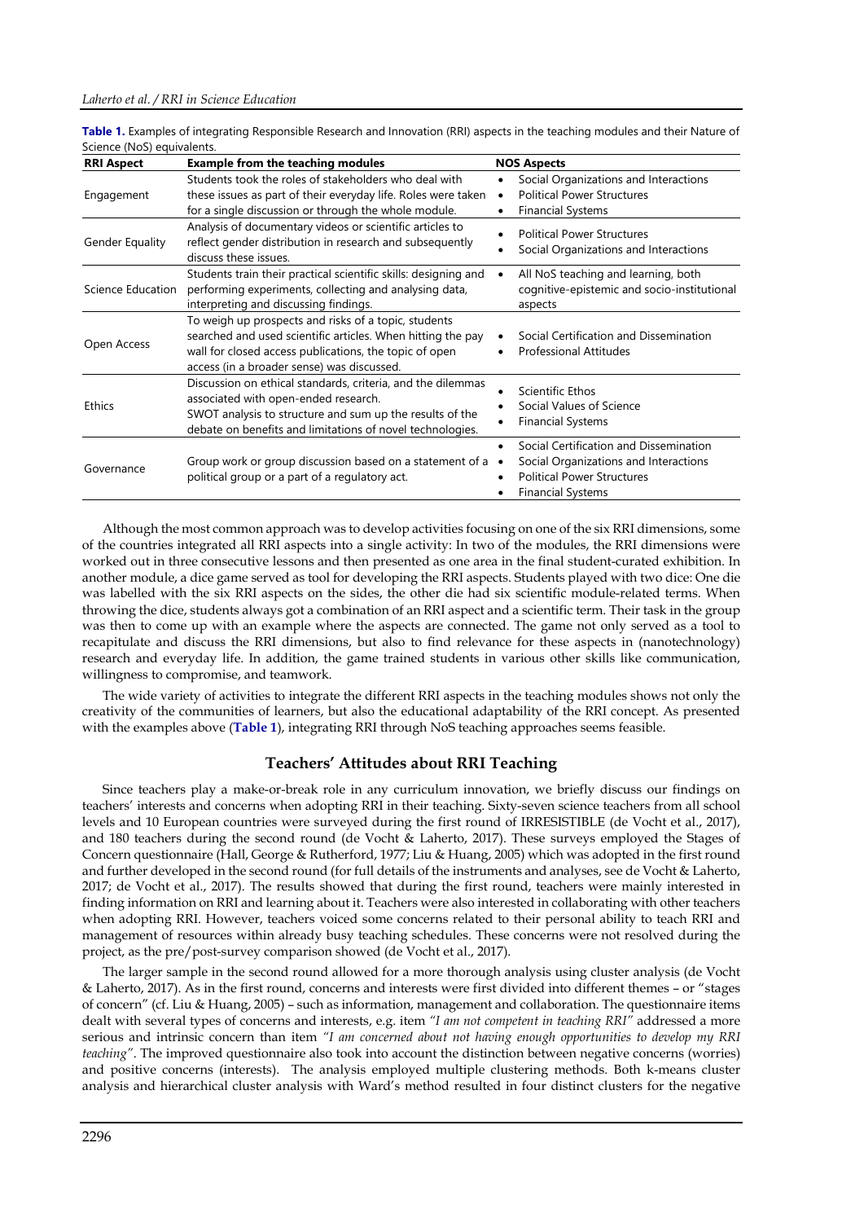**Table 1.** Examples of integrating Responsible Research and Innovation (RRI) aspects in the teaching modules and their Nature of Science (NoS) equivalents.

| RRI Aspect | Example from the teaching modules | NOS Aspects |
|---|---|---|
| Engagement | Students took the roles of stakeholders who deal with these issues as part of their everyday life. Roles were taken for a single discussion or through the whole module. | • Social Organizations and Interactions<br>• Political Power Structures<br>• Financial Systems |
| Gender Equality | Analysis of documentary videos or scientific articles to reflect gender distribution in research and subsequently discuss these issues. | • Political Power Structures<br>• Social Organizations and Interactions |
| Science Education | Students train their practical scientific skills: designing and performing experiments, collecting and analysing data, interpreting and discussing findings. | • All NoS teaching and learning, both cognitive-epistemic and socio-institutional aspects |
| Open Access | To weigh up prospects and risks of a topic, students searched and used scientific articles. When hitting the pay wall for closed access publications, the topic of open access (in a broader sense) was discussed. | • Social Certification and Dissemination<br>• Professional Attitudes |
| Ethics | Discussion on ethical standards, criteria, and the dilemmas associated with open-ended research.<br>SWOT analysis to structure and sum up the results of the debate on benefits and limitations of novel technologies. | • Scientific Ethos<br>• Social Values of Science<br>• Financial Systems |
| Governance | Group work or group discussion based on a statement of a political group or a part of a regulatory act. | • Social Certification and Dissemination<br>• Social Organizations and Interactions<br>• Political Power Structures<br>• Financial Systems |

Although the most common approach was to develop activities focusing on one of the six RRI dimensions, some of the countries integrated all RRI aspects into a single activity: In two of the modules, the RRI dimensions were worked out in three consecutive lessons and then presented as one area in the final student-curated exhibition. In another module, a dice game served as tool for developing the RRI aspects. Students played with two dice: One die was labelled with the six RRI aspects on the sides, the other die had six scientific module-related terms. When throwing the dice, students always got a combination of an RRI aspect and a scientific term. Their task in the group was then to come up with an example where the aspects are connected. The game not only served as a tool to recapitulate and discuss the RRI dimensions, but also to find relevance for these aspects in (nanotechnology) research and everyday life. In addition, the game trained students in various other skills like communication, willingness to compromise, and teamwork.

The wide variety of activities to integrate the different RRI aspects in the teaching modules shows not only the creativity of the communities of learners, but also the educational adaptability of the RRI concept. As presented with the examples above (**Table 1**), integrating RRI through NoS teaching approaches seems feasible.

## Teachers' Attitudes about RRI Teaching

Since teachers play a make-or-break role in any curriculum innovation, we briefly discuss our findings on teachers' interests and concerns when adopting RRI in their teaching. Sixty-seven science teachers from all school levels and 10 European countries were surveyed during the first round of IRRESISTIBLE (de Vocht et al., 2017), and 180 teachers during the second round (de Vocht & Laherto, 2017). These surveys employed the Stages of Concern questionnaire (Hall, George & Rutherford, 1977; Liu & Huang, 2005) which was adopted in the first round and further developed in the second round (for full details of the instruments and analyses, see de Vocht & Laherto, 2017; de Vocht et al., 2017). The results showed that during the first round, teachers were mainly interested in finding information on RRI and learning about it. Teachers were also interested in collaborating with other teachers when adopting RRI. However, teachers voiced some concerns related to their personal ability to teach RRI and management of resources within already busy teaching schedules. These concerns were not resolved during the project, as the pre/post-survey comparison showed (de Vocht et al., 2017).

The larger sample in the second round allowed for a more thorough analysis using cluster analysis (de Vocht & Laherto, 2017). As in the first round, concerns and interests were first divided into different themes – or "stages of concern" (cf. Liu & Huang, 2005) – such as information, management and collaboration. The questionnaire items dealt with several types of concerns and interests, e.g. item *"I am not competent in teaching RRI"* addressed a more serious and intrinsic concern than item *"I am concerned about not having enough opportunities to develop my RRI teaching"*. The improved questionnaire also took into account the distinction between negative concerns (worries) and positive concerns (interests). The analysis employed multiple clustering methods. Both k-means cluster analysis and hierarchical cluster analysis with Ward's method resulted in four distinct clusters for the negative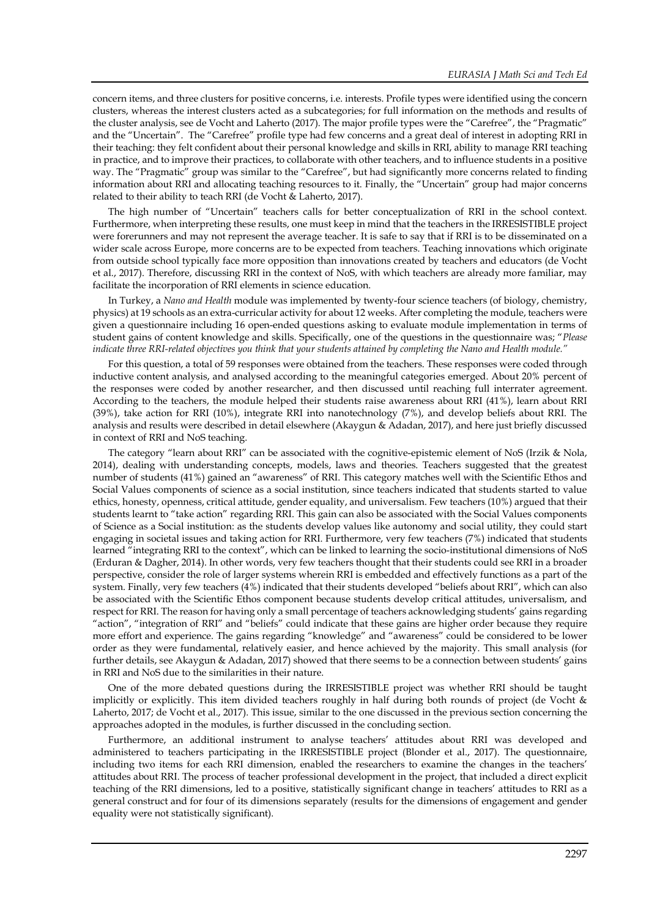concern items, and three clusters for positive concerns, i.e. interests. Profile types were identified using the concern clusters, whereas the interest clusters acted as a subcategories; for full information on the methods and results of the cluster analysis, see de Vocht and Laherto (2017). The major profile types were the "Carefree", the "Pragmatic" and the "Uncertain". The "Carefree" profile type had few concerns and a great deal of interest in adopting RRI in their teaching: they felt confident about their personal knowledge and skills in RRI, ability to manage RRI teaching in practice, and to improve their practices, to collaborate with other teachers, and to influence students in a positive way. The "Pragmatic" group was similar to the "Carefree", but had significantly more concerns related to finding information about RRI and allocating teaching resources to it. Finally, the "Uncertain" group had major concerns related to their ability to teach RRI (de Vocht & Laherto, 2017).

The high number of "Uncertain" teachers calls for better conceptualization of RRI in the school context. Furthermore, when interpreting these results, one must keep in mind that the teachers in the IRRESISTIBLE project were forerunners and may not represent the average teacher. It is safe to say that if RRI is to be disseminated on a wider scale across Europe, more concerns are to be expected from teachers. Teaching innovations which originate from outside school typically face more opposition than innovations created by teachers and educators (de Vocht et al., 2017). Therefore, discussing RRI in the context of NoS, with which teachers are already more familiar, may facilitate the incorporation of RRI elements in science education.

In Turkey, a *Nano and Health* module was implemented by twenty-four science teachers (of biology, chemistry, physics) at 19 schools as an extra-curricular activity for about 12 weeks. After completing the module, teachers were given a questionnaire including 16 open-ended questions asking to evaluate module implementation in terms of student gains of content knowledge and skills. Specifically, one of the questions in the questionnaire was; "*Please indicate three RRI-related objectives you think that your students attained by completing the Nano and Health module.*"

For this question, a total of 59 responses were obtained from the teachers. These responses were coded through inductive content analysis, and analysed according to the meaningful categories emerged. About 20% percent of the responses were coded by another researcher, and then discussed until reaching full interrater agreement. According to the teachers, the module helped their students raise awareness about RRI (41%), learn about RRI (39%), take action for RRI (10%), integrate RRI into nanotechnology (7%), and develop beliefs about RRI. The analysis and results were described in detail elsewhere (Akaygun & Adadan, 2017), and here just briefly discussed in context of RRI and NoS teaching.

The category "learn about RRI" can be associated with the cognitive-epistemic element of NoS (Irzik & Nola, 2014), dealing with understanding concepts, models, laws and theories. Teachers suggested that the greatest number of students (41%) gained an "awareness" of RRI. This category matches well with the Scientific Ethos and Social Values components of science as a social institution, since teachers indicated that students started to value ethics, honesty, openness, critical attitude, gender equality, and universalism. Few teachers (10%) argued that their students learnt to "take action" regarding RRI. This gain can also be associated with the Social Values components of Science as a Social institution: as the students develop values like autonomy and social utility, they could start engaging in societal issues and taking action for RRI. Furthermore, very few teachers (7%) indicated that students learned "integrating RRI to the context", which can be linked to learning the socio-institutional dimensions of NoS (Erduran & Dagher, 2014). In other words, very few teachers thought that their students could see RRI in a broader perspective, consider the role of larger systems wherein RRI is embedded and effectively functions as a part of the system. Finally, very few teachers (4%) indicated that their students developed "beliefs about RRI", which can also be associated with the Scientific Ethos component because students develop critical attitudes, universalism, and respect for RRI. The reason for having only a small percentage of teachers acknowledging students' gains regarding "action", "integration of RRI" and "beliefs" could indicate that these gains are higher order because they require more effort and experience. The gains regarding "knowledge" and "awareness" could be considered to be lower order as they were fundamental, relatively easier, and hence achieved by the majority. This small analysis (for further details, see Akaygun & Adadan, 2017) showed that there seems to be a connection between students' gains in RRI and NoS due to the similarities in their nature.

One of the more debated questions during the IRRESISTIBLE project was whether RRI should be taught implicitly or explicitly. This item divided teachers roughly in half during both rounds of project (de Vocht & Laherto, 2017; de Vocht et al., 2017). This issue, similar to the one discussed in the previous section concerning the approaches adopted in the modules, is further discussed in the concluding section.

Furthermore, an additional instrument to analyse teachers' attitudes about RRI was developed and administered to teachers participating in the IRRESISTIBLE project (Blonder et al., 2017). The questionnaire, including two items for each RRI dimension, enabled the researchers to examine the changes in the teachers' attitudes about RRI. The process of teacher professional development in the project, that included a direct explicit teaching of the RRI dimensions, led to a positive, statistically significant change in teachers' attitudes to RRI as a general construct and for four of its dimensions separately (results for the dimensions of engagement and gender equality were not statistically significant).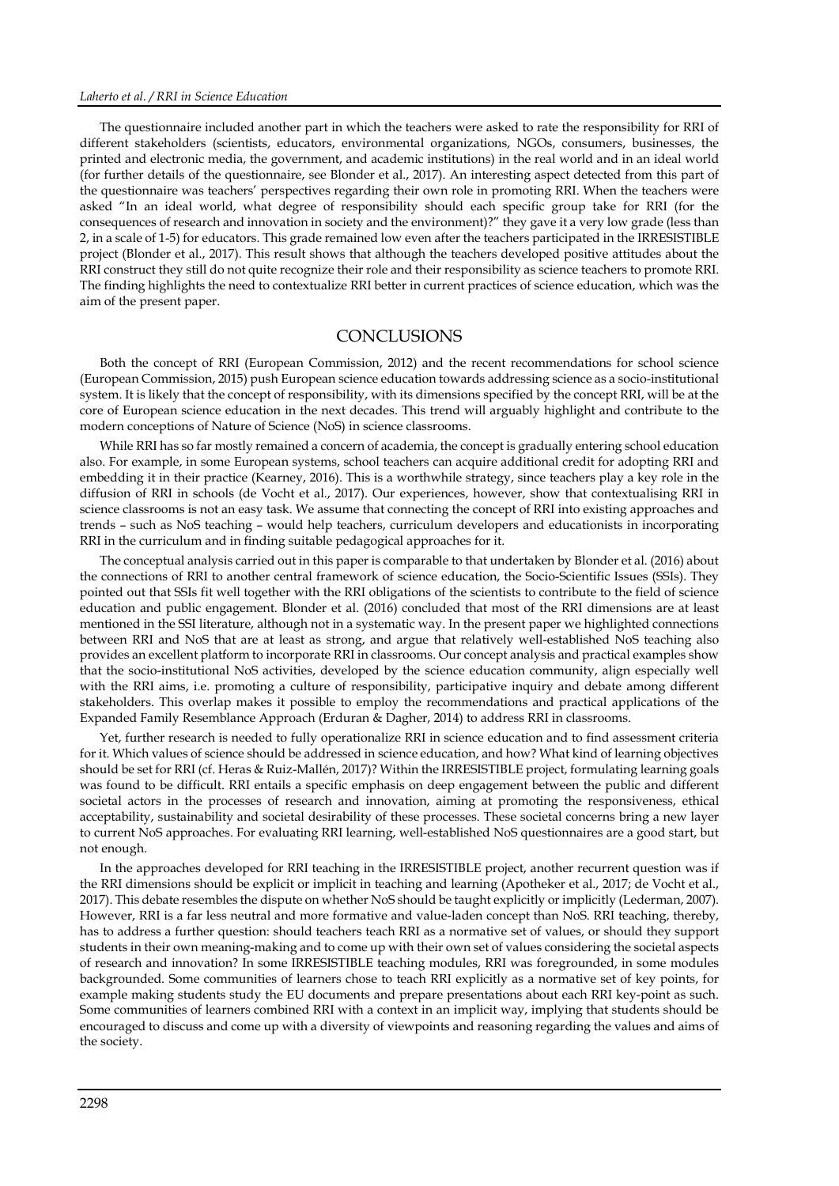The questionnaire included another part in which the teachers were asked to rate the responsibility for RRI of different stakeholders (scientists, educators, environmental organizations, NGOs, consumers, businesses, the printed and electronic media, the government, and academic institutions) in the real world and in an ideal world (for further details of the questionnaire, see Blonder et al., 2017). An interesting aspect detected from this part of the questionnaire was teachers' perspectives regarding their own role in promoting RRI. When the teachers were asked "In an ideal world, what degree of responsibility should each specific group take for RRI (for the consequences of research and innovation in society and the environment)?" they gave it a very low grade (less than 2, in a scale of 1-5) for educators. This grade remained low even after the teachers participated in the IRRESISTIBLE project (Blonder et al., 2017). This result shows that although the teachers developed positive attitudes about the RRI construct they still do not quite recognize their role and their responsibility as science teachers to promote RRI. The finding highlights the need to contextualize RRI better in current practices of science education, which was the aim of the present paper.

## CONCLUSIONS

Both the concept of RRI (European Commission, 2012) and the recent recommendations for school science (European Commission, 2015) push European science education towards addressing science as a socio-institutional system. It is likely that the concept of responsibility, with its dimensions specified by the concept RRI, will be at the core of European science education in the next decades. This trend will arguably highlight and contribute to the modern conceptions of Nature of Science (NoS) in science classrooms.

While RRI has so far mostly remained a concern of academia, the concept is gradually entering school education also. For example, in some European systems, school teachers can acquire additional credit for adopting RRI and embedding it in their practice (Kearney, 2016). This is a worthwhile strategy, since teachers play a key role in the diffusion of RRI in schools (de Vocht et al., 2017). Our experiences, however, show that contextualising RRI in science classrooms is not an easy task. We assume that connecting the concept of RRI into existing approaches and trends – such as NoS teaching – would help teachers, curriculum developers and educationists in incorporating RRI in the curriculum and in finding suitable pedagogical approaches for it.

The conceptual analysis carried out in this paper is comparable to that undertaken by Blonder et al. (2016) about the connections of RRI to another central framework of science education, the Socio-Scientific Issues (SSIs). They pointed out that SSIs fit well together with the RRI obligations of the scientists to contribute to the field of science education and public engagement. Blonder et al. (2016) concluded that most of the RRI dimensions are at least mentioned in the SSI literature, although not in a systematic way. In the present paper we highlighted connections between RRI and NoS that are at least as strong, and argue that relatively well-established NoS teaching also provides an excellent platform to incorporate RRI in classrooms. Our concept analysis and practical examples show that the socio-institutional NoS activities, developed by the science education community, align especially well with the RRI aims, i.e. promoting a culture of responsibility, participative inquiry and debate among different stakeholders. This overlap makes it possible to employ the recommendations and practical applications of the Expanded Family Resemblance Approach (Erduran & Dagher, 2014) to address RRI in classrooms.

Yet, further research is needed to fully operationalize RRI in science education and to find assessment criteria for it. Which values of science should be addressed in science education, and how? What kind of learning objectives should be set for RRI (cf. Heras & Ruiz-Mallén, 2017)? Within the IRRESISTIBLE project, formulating learning goals was found to be difficult. RRI entails a specific emphasis on deep engagement between the public and different societal actors in the processes of research and innovation, aiming at promoting the responsiveness, ethical acceptability, sustainability and societal desirability of these processes. These societal concerns bring a new layer to current NoS approaches. For evaluating RRI learning, well-established NoS questionnaires are a good start, but not enough.

In the approaches developed for RRI teaching in the IRRESISTIBLE project, another recurrent question was if the RRI dimensions should be explicit or implicit in teaching and learning (Apotheker et al., 2017; de Vocht et al., 2017). This debate resembles the dispute on whether NoS should be taught explicitly or implicitly (Lederman, 2007). However, RRI is a far less neutral and more formative and value-laden concept than NoS. RRI teaching, thereby, has to address a further question: should teachers teach RRI as a normative set of values, or should they support students in their own meaning-making and to come up with their own set of values considering the societal aspects of research and innovation? In some IRRESISTIBLE teaching modules, RRI was foregrounded, in some modules backgrounded. Some communities of learners chose to teach RRI explicitly as a normative set of key points, for example making students study the EU documents and prepare presentations about each RRI key-point as such. Some communities of learners combined RRI with a context in an implicit way, implying that students should be encouraged to discuss and come up with a diversity of viewpoints and reasoning regarding the values and aims of the society.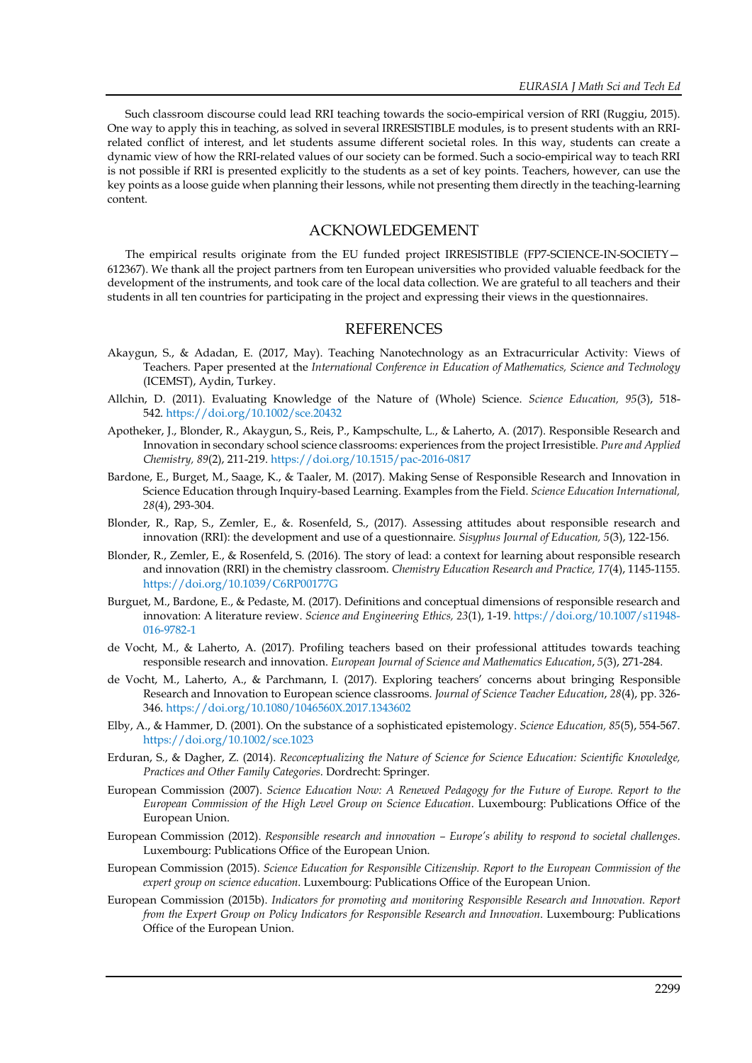Such classroom discourse could lead RRI teaching towards the socio-empirical version of RRI (Ruggiu, 2015). One way to apply this in teaching, as solved in several IRRESISTIBLE modules, is to present students with an RRI-related conflict of interest, and let students assume different societal roles. In this way, students can create a dynamic view of how the RRI-related values of our society can be formed. Such a socio-empirical way to teach RRI is not possible if RRI is presented explicitly to the students as a set of key points. Teachers, however, can use the key points as a loose guide when planning their lessons, while not presenting them directly in the teaching-learning content.

## ACKNOWLEDGEMENT

The empirical results originate from the EU funded project IRRESISTIBLE (FP7-SCIENCE-IN-SOCIETY—612367). We thank all the project partners from ten European universities who provided valuable feedback for the development of the instruments, and took care of the local data collection. We are grateful to all teachers and their students in all ten countries for participating in the project and expressing their views in the questionnaires.

## REFERENCES

Akaygun, S., & Adadan, E. (2017, May). Teaching Nanotechnology as an Extracurricular Activity: Views of Teachers. Paper presented at the *International Conference in Education of Mathematics, Science and Technology* (ICEMST), Aydin, Turkey.

Allchin, D. (2011). Evaluating Knowledge of the Nature of (Whole) Science. *Science Education, 95*(3), 518-542. https://doi.org/10.1002/sce.20432

Apotheker, J., Blonder, R., Akaygun, S., Reis, P., Kampschulte, L., & Laherto, A. (2017). Responsible Research and Innovation in secondary school science classrooms: experiences from the project Irresistible. *Pure and Applied Chemistry, 89*(2), 211-219. https://doi.org/10.1515/pac-2016-0817

Bardone, E., Burget, M., Saage, K., & Taaler, M. (2017). Making Sense of Responsible Research and Innovation in Science Education through Inquiry-based Learning. Examples from the Field. *Science Education International, 28*(4), 293-304.

Blonder, R., Rap, S., Zemler, E., &. Rosenfeld, S., (2017). Assessing attitudes about responsible research and innovation (RRI): the development and use of a questionnaire. *Sisyphus Journal of Education, 5*(3), 122-156.

Blonder, R., Zemler, E., & Rosenfeld, S. (2016). The story of lead: a context for learning about responsible research and innovation (RRI) in the chemistry classroom. *Chemistry Education Research and Practice, 17*(4), 1145-1155. https://doi.org/10.1039/C6RP00177G

Burguet, M., Bardone, E., & Pedaste, M. (2017). Definitions and conceptual dimensions of responsible research and innovation: A literature review. *Science and Engineering Ethics, 23*(1), 1-19. https://doi.org/10.1007/s11948-016-9782-1

de Vocht, M., & Laherto, A. (2017). Profiling teachers based on their professional attitudes towards teaching responsible research and innovation. *European Journal of Science and Mathematics Education*, *5*(3), 271-284.

de Vocht, M., Laherto, A., & Parchmann, I. (2017). Exploring teachers' concerns about bringing Responsible Research and Innovation to European science classrooms. *Journal of Science Teacher Education*, *28*(4), pp. 326-346. https://doi.org/10.1080/1046560X.2017.1343602

Elby, A., & Hammer, D. (2001). On the substance of a sophisticated epistemology. *Science Education, 85*(5), 554-567. https://doi.org/10.1002/sce.1023

Erduran, S., & Dagher, Z. (2014). *Reconceptualizing the Nature of Science for Science Education: Scientific Knowledge, Practices and Other Family Categories*. Dordrecht: Springer.

European Commission (2007). *Science Education Now: A Renewed Pedagogy for the Future of Europe. Report to the European Commission of the High Level Group on Science Education*. Luxembourg: Publications Office of the European Union.

European Commission (2012). *Responsible research and innovation – Europe's ability to respond to societal challenges*. Luxembourg: Publications Office of the European Union.

European Commission (2015). *Science Education for Responsible Citizenship. Report to the European Commission of the expert group on science education*. Luxembourg: Publications Office of the European Union.

European Commission (2015b). *Indicators for promoting and monitoring Responsible Research and Innovation. Report from the Expert Group on Policy Indicators for Responsible Research and Innovation*. Luxembourg: Publications Office of the European Union.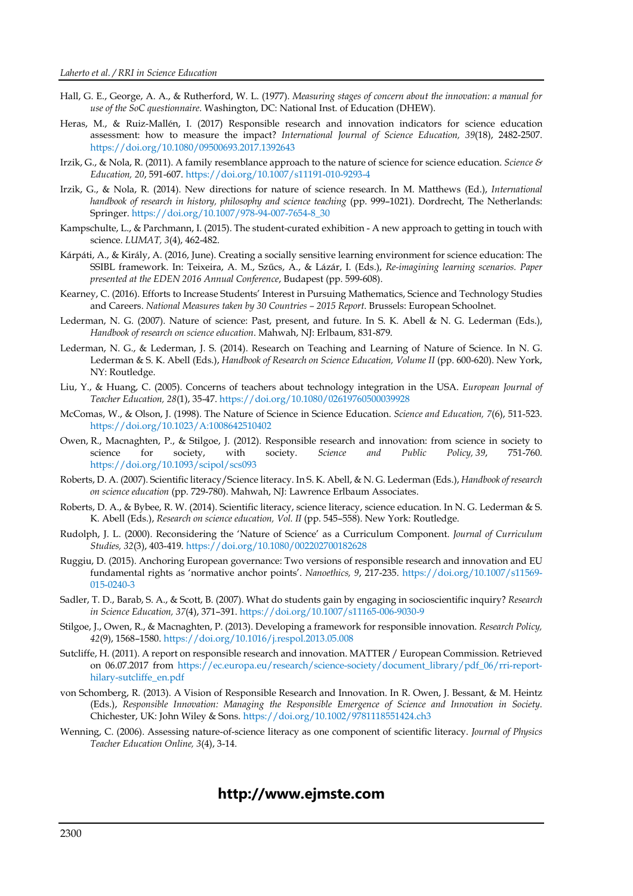Hall, G. E., George, A. A., & Rutherford, W. L. (1977). *Measuring stages of concern about the innovation: a manual for use of the SoC questionnaire*. Washington, DC: National Inst. of Education (DHEW).

Heras, M., & Ruiz-Mallén, I. (2017) Responsible research and innovation indicators for science education assessment: how to measure the impact? *International Journal of Science Education, 39*(18), 2482-2507. https://doi.org/10.1080/09500693.2017.1392643

Irzik, G., & Nola, R. (2011). A family resemblance approach to the nature of science for science education. *Science & Education, 20*, 591-607. https://doi.org/10.1007/s11191-010-9293-4

Irzik, G., & Nola, R. (2014). New directions for nature of science research. In M. Matthews (Ed.), *International handbook of research in history, philosophy and science teaching* (pp. 999–1021). Dordrecht, The Netherlands: Springer. https://doi.org/10.1007/978-94-007-7654-8_30

Kampschulte, L., & Parchmann, I. (2015). The student-curated exhibition - A new approach to getting in touch with science. *LUMAT, 3*(4), 462-482.

Kárpáti, A., & Király, A. (2016, June). Creating a socially sensitive learning environment for science education: The SSIBL framework. In: Teixeira, A. M., Szűcs, A., & Lázár, I. (Eds.), *Re-imagining learning scenarios. Paper presented at the EDEN 2016 Annual Conference*, Budapest (pp. 599-608).

Kearney, C. (2016). Efforts to Increase Students' Interest in Pursuing Mathematics, Science and Technology Studies and Careers. *National Measures taken by 30 Countries – 2015 Report*. Brussels: European Schoolnet.

Lederman, N. G. (2007). Nature of science: Past, present, and future. In S. K. Abell & N. G. Lederman (Eds.), *Handbook of research on science education*. Mahwah, NJ: Erlbaum, 831-879.

Lederman, N. G., & Lederman, J. S. (2014). Research on Teaching and Learning of Nature of Science. In N. G. Lederman & S. K. Abell (Eds.), *Handbook of Research on Science Education, Volume II* (pp. 600-620). New York, NY: Routledge.

Liu, Y., & Huang, C. (2005). Concerns of teachers about technology integration in the USA. *European Journal of Teacher Education, 28*(1), 35-47. https://doi.org/10.1080/02619760500039928

McComas, W., & Olson, J. (1998). The Nature of Science in Science Education. *Science and Education, 7*(6), 511-523. https://doi.org/10.1023/A:1008642510402

Owen, R., Macnaghten, P., & Stilgoe, J. (2012). Responsible research and innovation: from science in society to science for society, with society. *Science and Public Policy, 39*, 751-760. https://doi.org/10.1093/scipol/scs093

Roberts, D. A. (2007). Scientific literacy/Science literacy. In S. K. Abell, & N. G. Lederman (Eds.), *Handbook of research on science education* (pp. 729-780). Mahwah, NJ: Lawrence Erlbaum Associates.

Roberts, D. A., & Bybee, R. W. (2014). Scientific literacy, science literacy, science education. In N. G. Lederman & S. K. Abell (Eds.), *Research on science education, Vol. II* (pp. 545–558). New York: Routledge.

Rudolph, J. L. (2000). Reconsidering the 'Nature of Science' as a Curriculum Component. *Journal of Curriculum Studies, 32*(3), 403-419. https://doi.org/10.1080/002202700182628

Ruggiu, D. (2015). Anchoring European governance: Two versions of responsible research and innovation and EU fundamental rights as 'normative anchor points'. *Nanoethics, 9*, 217-235. https://doi.org/10.1007/s11569-015-0240-3

Sadler, T. D., Barab, S. A., & Scott, B. (2007). What do students gain by engaging in socioscientific inquiry? *Research in Science Education, 37*(4), 371–391. https://doi.org/10.1007/s11165-006-9030-9

Stilgoe, J., Owen, R., & Macnaghten, P. (2013). Developing a framework for responsible innovation. *Research Policy, 42*(9), 1568–1580. https://doi.org/10.1016/j.respol.2013.05.008

Sutcliffe, H. (2011). A report on responsible research and innovation. MATTER / European Commission. Retrieved on 06.07.2017 from https://ec.europa.eu/research/science-society/document_library/pdf_06/rri-report-hilary-sutcliffe_en.pdf

von Schomberg, R. (2013). A Vision of Responsible Research and Innovation. In R. Owen, J. Bessant, & M. Heintz (Eds.), *Responsible Innovation: Managing the Responsible Emergence of Science and Innovation in Society*. Chichester, UK: John Wiley & Sons. https://doi.org/10.1002/9781118551424.ch3

Wenning, C. (2006). Assessing nature-of-science literacy as one component of scientific literacy. *Journal of Physics Teacher Education Online, 3*(4), 3-14.